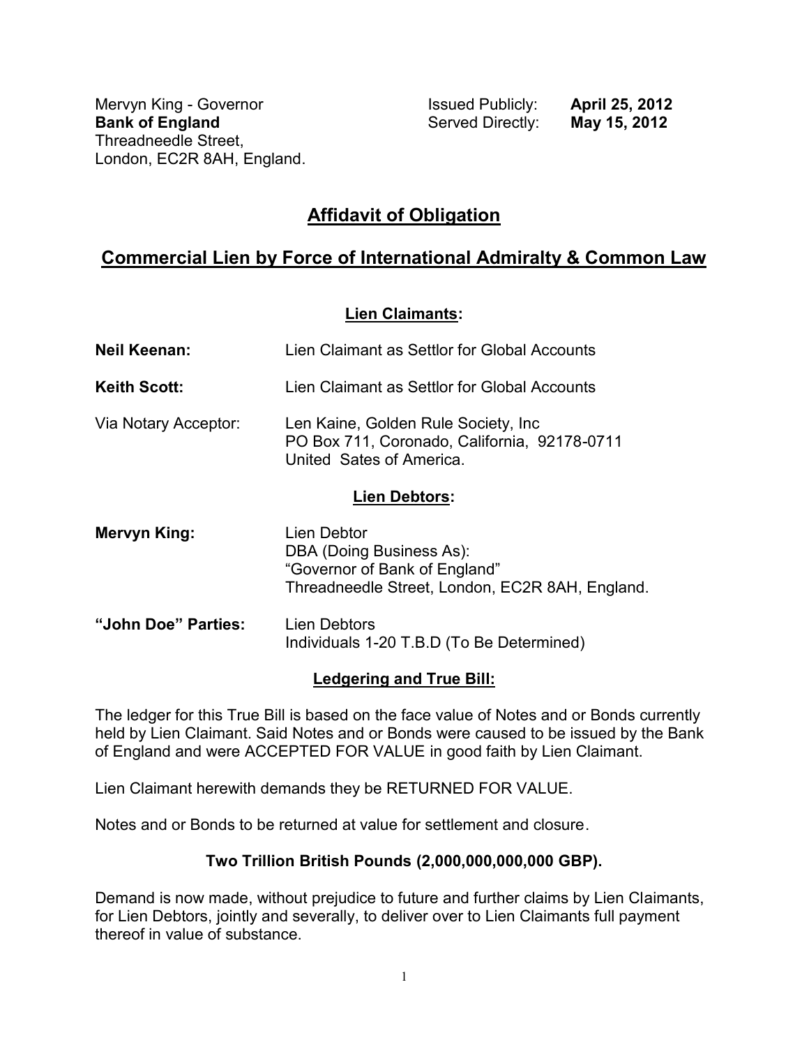Mervyn King - Governor
**Bank of England**
Threadneedle Street,
London, EC2R 8AH, England.

Issued Publicly: **April 25, 2012**
Served Directly: **May 15, 2012**

# Affidavit of Obligation

## Commercial Lien by Force of International Admiralty & Common Law

### Lien Claimants:

| | |
|---|---|
| **Neil Keenan:** | Lien Claimant as Settlor for Global Accounts |
| **Keith Scott:** | Lien Claimant as Settlor for Global Accounts |
| Via Notary Acceptor: | Len Kaine, Golden Rule Society, Inc<br>PO Box 711, Coronado, California, 92178-0711<br>United Sates of America. |

### Lien Debtors:

| | |
|---|---|
| **Mervyn King:** | Lien Debtor<br>DBA (Doing Business As):<br>"Governor of Bank of England"<br>Threadneedle Street, London, EC2R 8AH, England. |
| **"John Doe" Parties:** | Lien Debtors<br>Individuals 1-20 T.B.D (To Be Determined) |

### Ledgering and True Bill:

The ledger for this True Bill is based on the face value of Notes and or Bonds currently held by Lien Claimant. Said Notes and or Bonds were caused to be issued by the Bank of England and were ACCEPTED FOR VALUE in good faith by Lien Claimant.

Lien Claimant herewith demands they be RETURNED FOR VALUE.

Notes and or Bonds to be returned at value for settlement and closure.

**Two Trillion British Pounds (2,000,000,000,000 GBP).**

Demand is now made, without prejudice to future and further claims by Lien Claimants, for Lien Debtors, jointly and severally, to deliver over to Lien Claimants full payment thereof in value of substance.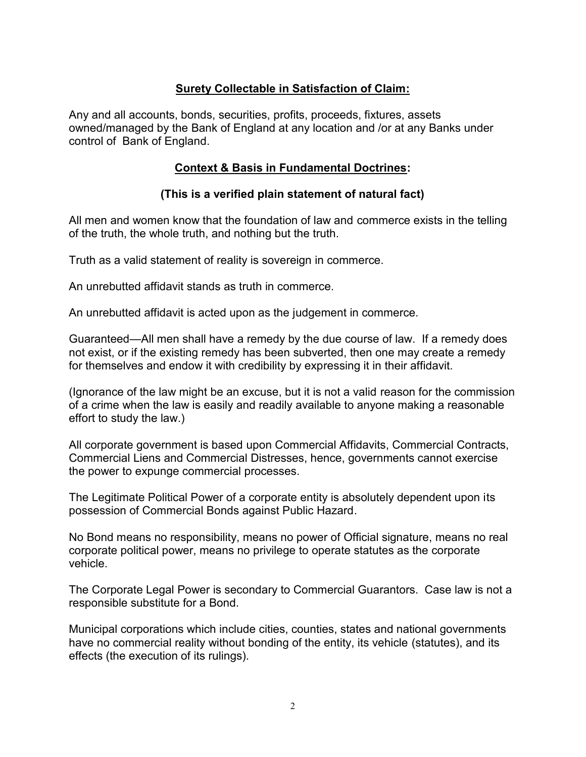## **Surety Collectable in Satisfaction of Claim:**

Any and all accounts, bonds, securities, profits, proceeds, fixtures, assets owned/managed by the Bank of England at any location and /or at any Banks under control of Bank of England.

## **Context & Basis in Fundamental Doctrines:**

### **(This is a verified plain statement of natural fact)**

All men and women know that the foundation of law and commerce exists in the telling of the truth, the whole truth, and nothing but the truth.

Truth as a valid statement of reality is sovereign in commerce.

An unrebutted affidavit stands as truth in commerce.

An unrebutted affidavit is acted upon as the judgement in commerce.

Guaranteed—All men shall have a remedy by the due course of law. If a remedy does not exist, or if the existing remedy has been subverted, then one may create a remedy for themselves and endow it with credibility by expressing it in their affidavit.

(Ignorance of the law might be an excuse, but it is not a valid reason for the commission of a crime when the law is easily and readily available to anyone making a reasonable effort to study the law.)

All corporate government is based upon Commercial Affidavits, Commercial Contracts, Commercial Liens and Commercial Distresses, hence, governments cannot exercise the power to expunge commercial processes.

The Legitimate Political Power of a corporate entity is absolutely dependent upon its possession of Commercial Bonds against Public Hazard.

No Bond means no responsibility, means no power of Official signature, means no real corporate political power, means no privilege to operate statutes as the corporate vehicle.

The Corporate Legal Power is secondary to Commercial Guarantors. Case law is not a responsible substitute for a Bond.

Municipal corporations which include cities, counties, states and national governments have no commercial reality without bonding of the entity, its vehicle (statutes), and its effects (the execution of its rulings).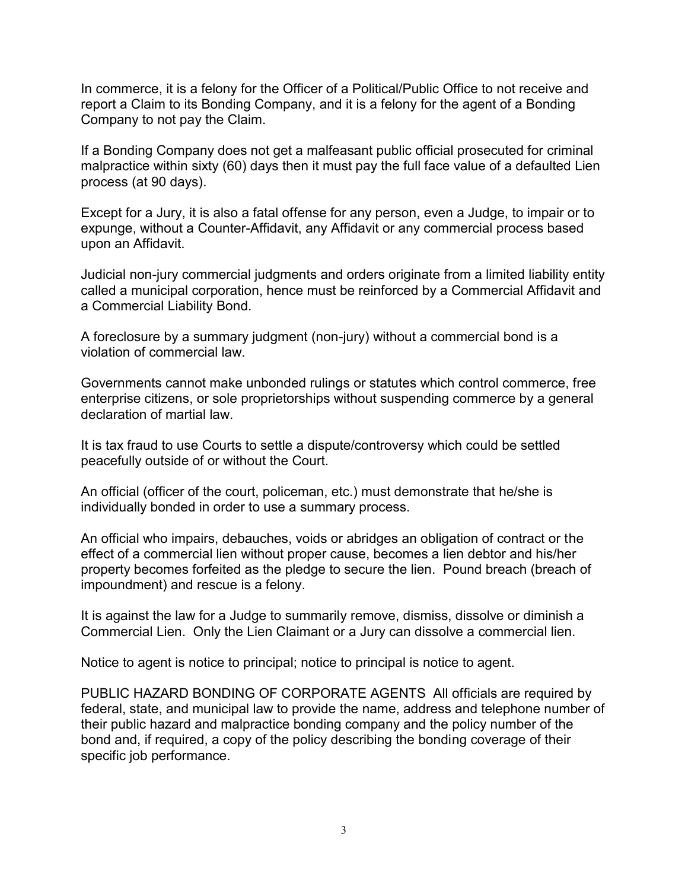In commerce, it is a felony for the Officer of a Political/Public Office to not receive and report a Claim to its Bonding Company, and it is a felony for the agent of a Bonding Company to not pay the Claim.

If a Bonding Company does not get a malfeasant public official prosecuted for criminal malpractice within sixty (60) days then it must pay the full face value of a defaulted Lien process (at 90 days).

Except for a Jury, it is also a fatal offense for any person, even a Judge, to impair or to expunge, without a Counter-Affidavit, any Affidavit or any commercial process based upon an Affidavit.

Judicial non-jury commercial judgments and orders originate from a limited liability entity called a municipal corporation, hence must be reinforced by a Commercial Affidavit and a Commercial Liability Bond.

A foreclosure by a summary judgment (non-jury) without a commercial bond is a violation of commercial law.

Governments cannot make unbonded rulings or statutes which control commerce, free enterprise citizens, or sole proprietorships without suspending commerce by a general declaration of martial law.

It is tax fraud to use Courts to settle a dispute/controversy which could be settled peacefully outside of or without the Court.

An official (officer of the court, policeman, etc.) must demonstrate that he/she is individually bonded in order to use a summary process.

An official who impairs, debauches, voids or abridges an obligation of contract or the effect of a commercial lien without proper cause, becomes a lien debtor and his/her property becomes forfeited as the pledge to secure the lien. Pound breach (breach of impoundment) and rescue is a felony.

It is against the law for a Judge to summarily remove, dismiss, dissolve or diminish a Commercial Lien. Only the Lien Claimant or a Jury can dissolve a commercial lien.

Notice to agent is notice to principal; notice to principal is notice to agent.

PUBLIC HAZARD BONDING OF CORPORATE AGENTS All officials are required by federal, state, and municipal law to provide the name, address and telephone number of their public hazard and malpractice bonding company and the policy number of the bond and, if required, a copy of the policy describing the bonding coverage of their specific job performance.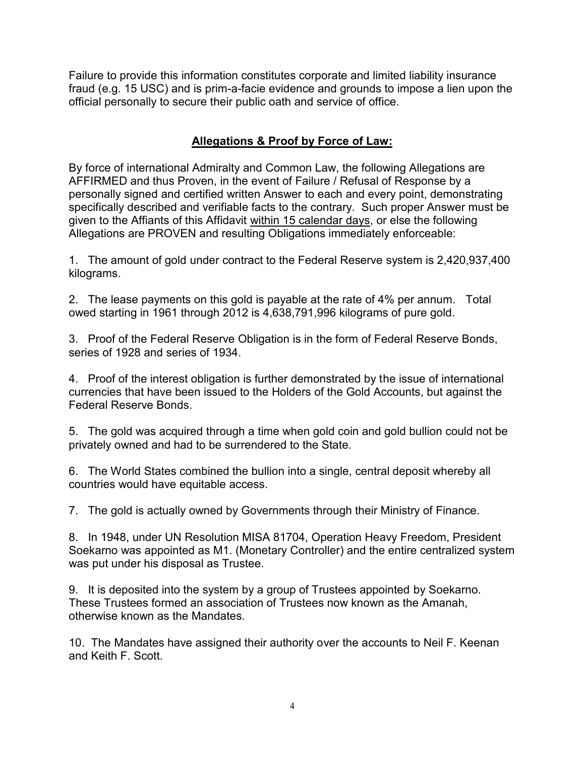Failure to provide this information constitutes corporate and limited liability insurance fraud (e.g. 15 USC) and is prim-a-facie evidence and grounds to impose a lien upon the official personally to secure their public oath and service of office.

## **<u>Allegations & Proof by Force of Law:</u>**

By force of international Admiralty and Common Law, the following Allegations are AFFIRMED and thus Proven, in the event of Failure / Refusal of Response by a personally signed and certified written Answer to each and every point, demonstrating specifically described and verifiable facts to the contrary. Such proper Answer must be given to the Affiants of this Affidavit <u>within 15 calendar days</u>, or else the following Allegations are PROVEN and resulting Obligations immediately enforceable:

1. The amount of gold under contract to the Federal Reserve system is 2,420,937,400 kilograms.

2. The lease payments on this gold is payable at the rate of 4% per annum. Total owed starting in 1961 through 2012 is 4,638,791,996 kilograms of pure gold.

3. Proof of the Federal Reserve Obligation is in the form of Federal Reserve Bonds, series of 1928 and series of 1934.

4. Proof of the interest obligation is further demonstrated by the issue of international currencies that have been issued to the Holders of the Gold Accounts, but against the Federal Reserve Bonds.

5. The gold was acquired through a time when gold coin and gold bullion could not be privately owned and had to be surrendered to the State.

6. The World States combined the bullion into a single, central deposit whereby all countries would have equitable access.

7. The gold is actually owned by Governments through their Ministry of Finance.

8. In 1948, under UN Resolution MISA 81704, Operation Heavy Freedom, President Soekarno was appointed as M1. (Monetary Controller) and the entire centralized system was put under his disposal as Trustee.

9. It is deposited into the system by a group of Trustees appointed by Soekarno. These Trustees formed an association of Trustees now known as the Amanah, otherwise known as the Mandates.

10. The Mandates have assigned their authority over the accounts to Neil F. Keenan and Keith F. Scott.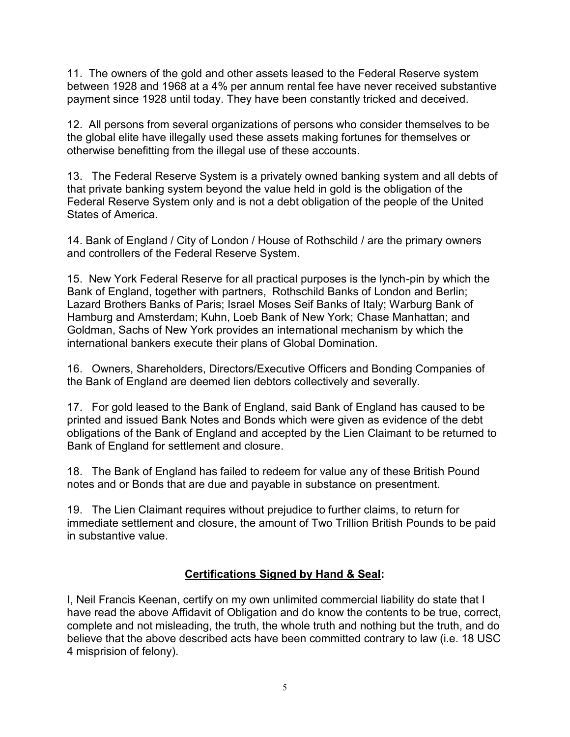11. The owners of the gold and other assets leased to the Federal Reserve system between 1928 and 1968 at a 4% per annum rental fee have never received substantive payment since 1928 until today. They have been constantly tricked and deceived.

12. All persons from several organizations of persons who consider themselves to be the global elite have illegally used these assets making fortunes for themselves or otherwise benefitting from the illegal use of these accounts.

13. The Federal Reserve System is a privately owned banking system and all debts of that private banking system beyond the value held in gold is the obligation of the Federal Reserve System only and is not a debt obligation of the people of the United States of America.

14. Bank of England / City of London / House of Rothschild / are the primary owners and controllers of the Federal Reserve System.

15. New York Federal Reserve for all practical purposes is the lynch-pin by which the Bank of England, together with partners, Rothschild Banks of London and Berlin; Lazard Brothers Banks of Paris; Israel Moses Seif Banks of Italy; Warburg Bank of Hamburg and Amsterdam; Kuhn, Loeb Bank of New York; Chase Manhattan; and Goldman, Sachs of New York provides an international mechanism by which the international bankers execute their plans of Global Domination.

16. Owners, Shareholders, Directors/Executive Officers and Bonding Companies of the Bank of England are deemed lien debtors collectively and severally.

17. For gold leased to the Bank of England, said Bank of England has caused to be printed and issued Bank Notes and Bonds which were given as evidence of the debt obligations of the Bank of England and accepted by the Lien Claimant to be returned to Bank of England for settlement and closure.

18. The Bank of England has failed to redeem for value any of these British Pound notes and or Bonds that are due and payable in substance on presentment.

19. The Lien Claimant requires without prejudice to further claims, to return for immediate settlement and closure, the amount of Two Trillion British Pounds to be paid in substantive value.

## **Certifications Signed by Hand & Seal:**

I, Neil Francis Keenan, certify on my own unlimited commercial liability do state that I have read the above Affidavit of Obligation and do know the contents to be true, correct, complete and not misleading, the truth, the whole truth and nothing but the truth, and do believe that the above described acts have been committed contrary to law (i.e. 18 USC 4 misprision of felony).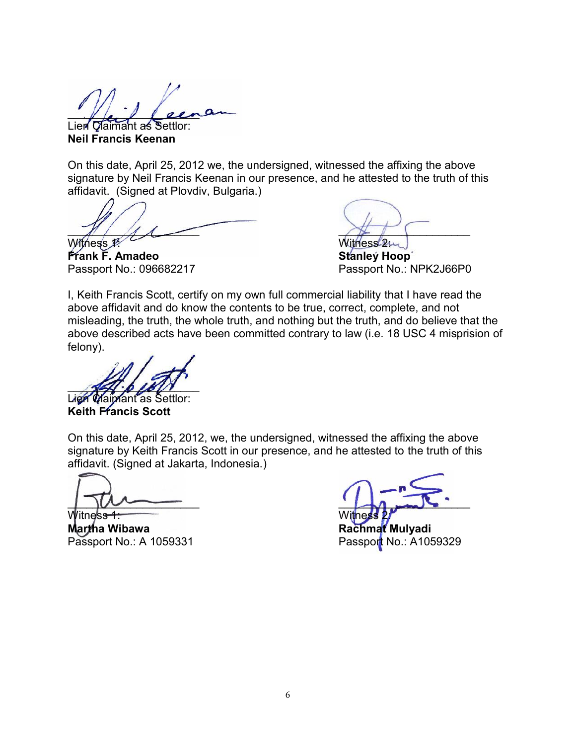_________________________
Lien Claimant as Settlor:
**Neil Francis Keenan**

On this date, April 25, 2012 we, the undersigned, witnessed the affixing the above signature by Neil Francis Keenan in our presence, and he attested to the truth of this affidavit. (Signed at Plovdiv, Bulgaria.)

_________________________
Witness 1:
**Frank F. Amadeo**
Passport No.: 096682217

_________________________
Witness 2:
**Stanley Hoop**
Passport No.: NPK2J66P0

I, Keith Francis Scott, certify on my own full commercial liability that I have read the above affidavit and do know the contents to be true, correct, complete, and not misleading, the truth, the whole truth, and nothing but the truth, and do believe that the above described acts have been committed contrary to law (i.e. 18 USC 4 misprision of felony).

_________________________
Lien Claimant as Settlor:
**Keith Francis Scott**

On this date, April 25, 2012, we, the undersigned, witnessed the affixing the above signature by Keith Francis Scott in our presence, and he attested to the truth of this affidavit. (Signed at Jakarta, Indonesia.)

_________________________
Witness 1:
**Martha Wibawa**
Passport No.: A 1059331

_________________________
Witness 2:
**Rachmat Mulyadi**
Passport No.: A1059329